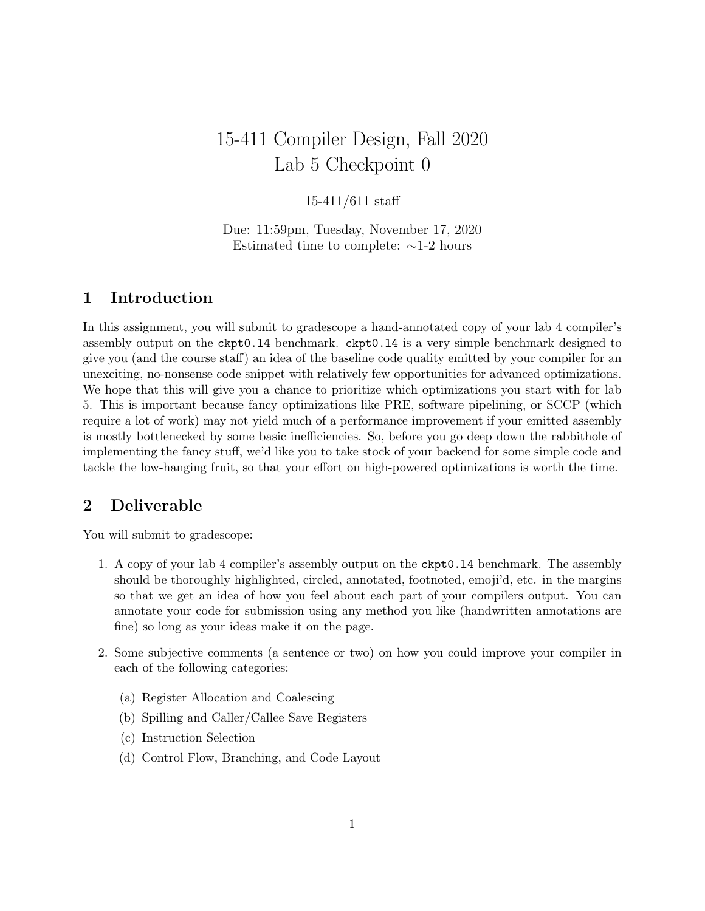# 15-411 Compiler Design, Fall 2020
# Lab 5 Checkpoint 0

15-411/611 staff

Due: 11:59pm, Tuesday, November 17, 2020
Estimated time to complete: ∼1-2 hours

## 1 Introduction

In this assignment, you will submit to gradescope a hand-annotated copy of your lab 4 compiler's assembly output on the `ckpt0.l4` benchmark. `ckpt0.l4` is a very simple benchmark designed to give you (and the course staff) an idea of the baseline code quality emitted by your compiler for an unexciting, no-nonsense code snippet with relatively few opportunities for advanced optimizations. We hope that this will give you a chance to prioritize which optimizations you start with for lab 5. This is important because fancy optimizations like PRE, software pipelining, or SCCP (which require a lot of work) may not yield much of a performance improvement if your emitted assembly is mostly bottlenecked by some basic inefficiencies. So, before you go deep down the rabbithole of implementing the fancy stuff, we'd like you to take stock of your backend for some simple code and tackle the low-hanging fruit, so that your effort on high-powered optimizations is worth the time.

## 2 Deliverable

You will submit to gradescope:

1. A copy of your lab 4 compiler's assembly output on the `ckpt0.l4` benchmark. The assembly should be thoroughly highlighted, circled, annotated, footnoted, emoji'd, etc. in the margins so that we get an idea of how you feel about each part of your compilers output. You can annotate your code for submission using any method you like (handwritten annotations are fine) so long as your ideas make it on the page.

2. Some subjective comments (a sentence or two) on how you could improve your compiler in each of the following categories:

   (a) Register Allocation and Coalescing

   (b) Spilling and Caller/Callee Save Registers

   (c) Instruction Selection

   (d) Control Flow, Branching, and Code Layout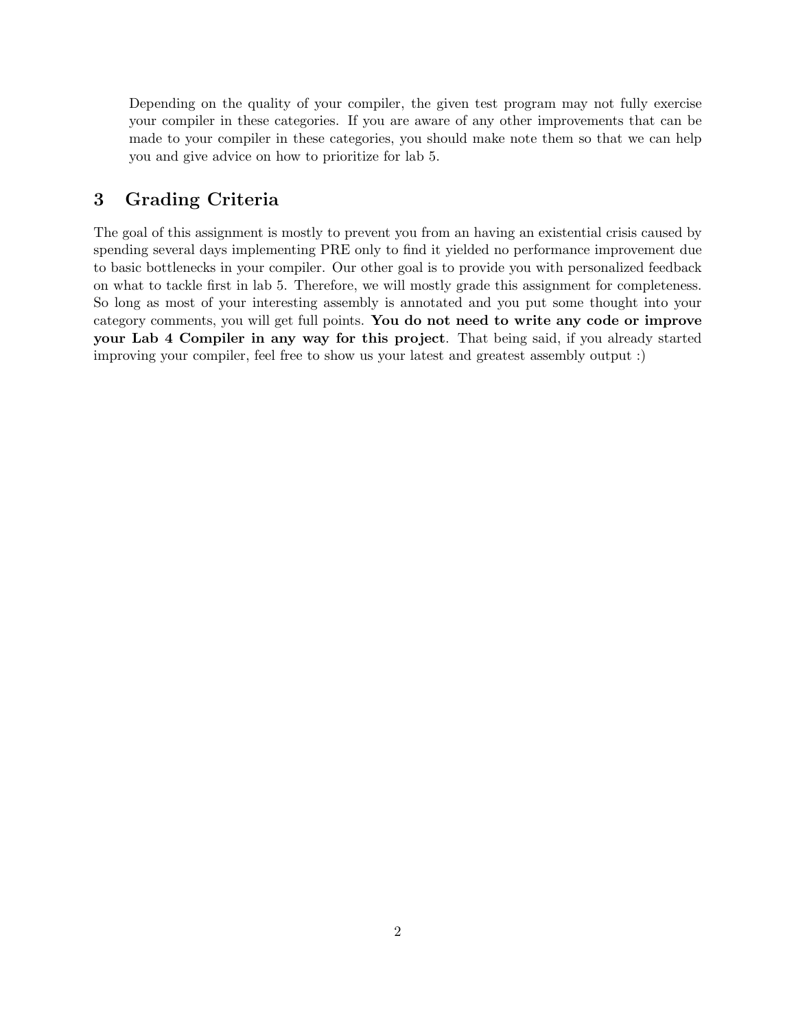Depending on the quality of your compiler, the given test program may not fully exercise your compiler in these categories. If you are aware of any other improvements that can be made to your compiler in these categories, you should make note them so that we can help you and give advice on how to prioritize for lab 5.

## 3 Grading Criteria

The goal of this assignment is mostly to prevent you from an having an existential crisis caused by spending several days implementing PRE only to find it yielded no performance improvement due to basic bottlenecks in your compiler. Our other goal is to provide you with personalized feedback on what to tackle first in lab 5. Therefore, we will mostly grade this assignment for completeness. So long as most of your interesting assembly is annotated and you put some thought into your category comments, you will get full points. **You do not need to write any code or improve your Lab 4 Compiler in any way for this project**. That being said, if you already started improving your compiler, feel free to show us your latest and greatest assembly output :)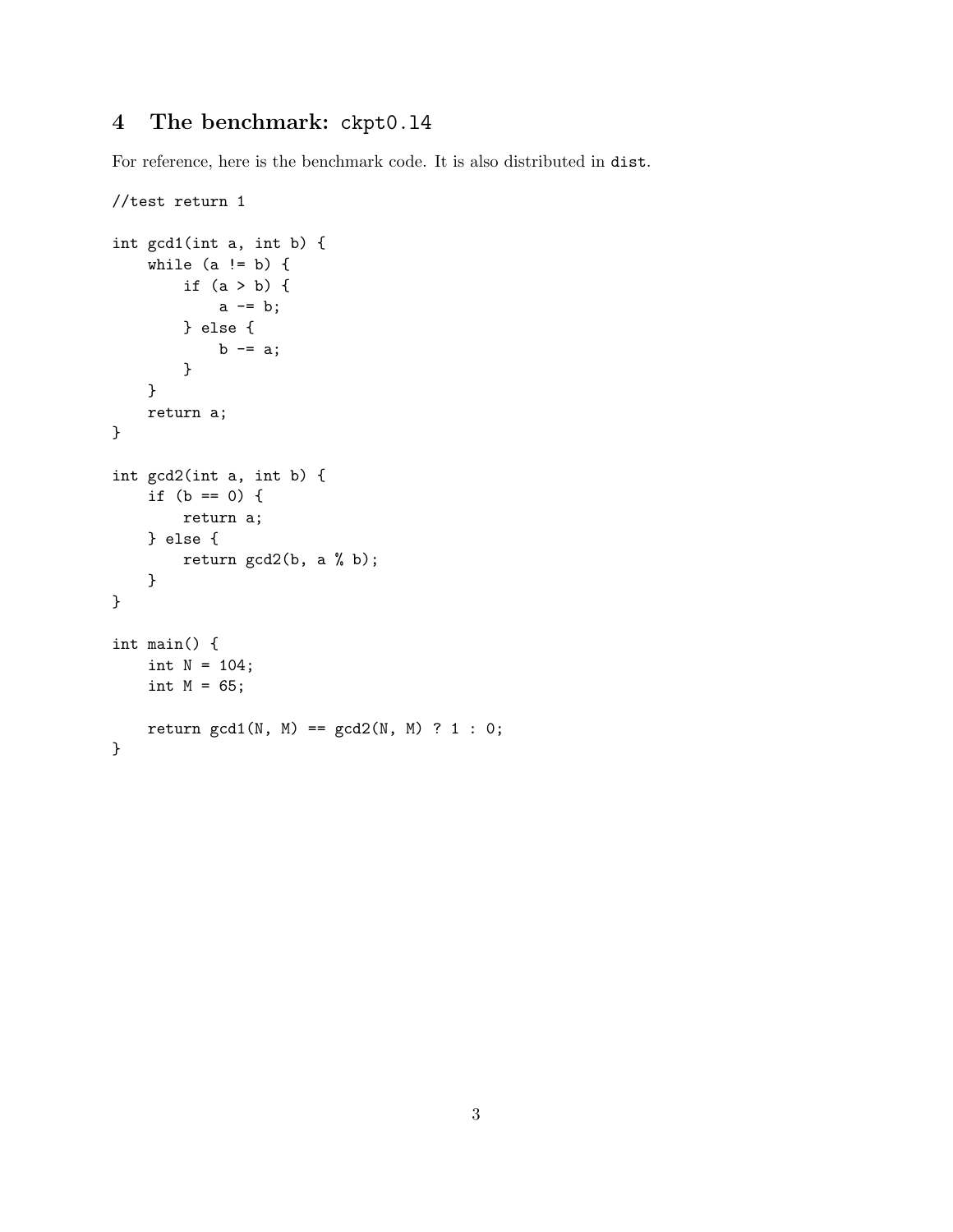## 4 The benchmark: `ckpt0.l4`

For reference, here is the benchmark code. It is also distributed in `dist`.

```
//test return 1

int gcd1(int a, int b) {
    while (a != b) {
        if (a > b) {
            a -= b;
        } else {
            b -= a;
        }
    }
    return a;
}

int gcd2(int a, int b) {
    if (b == 0) {
        return a;
    } else {
        return gcd2(b, a % b);
    }
}

int main() {
    int N = 104;
    int M = 65;

    return gcd1(N, M) == gcd2(N, M) ? 1 : 0;
}
```